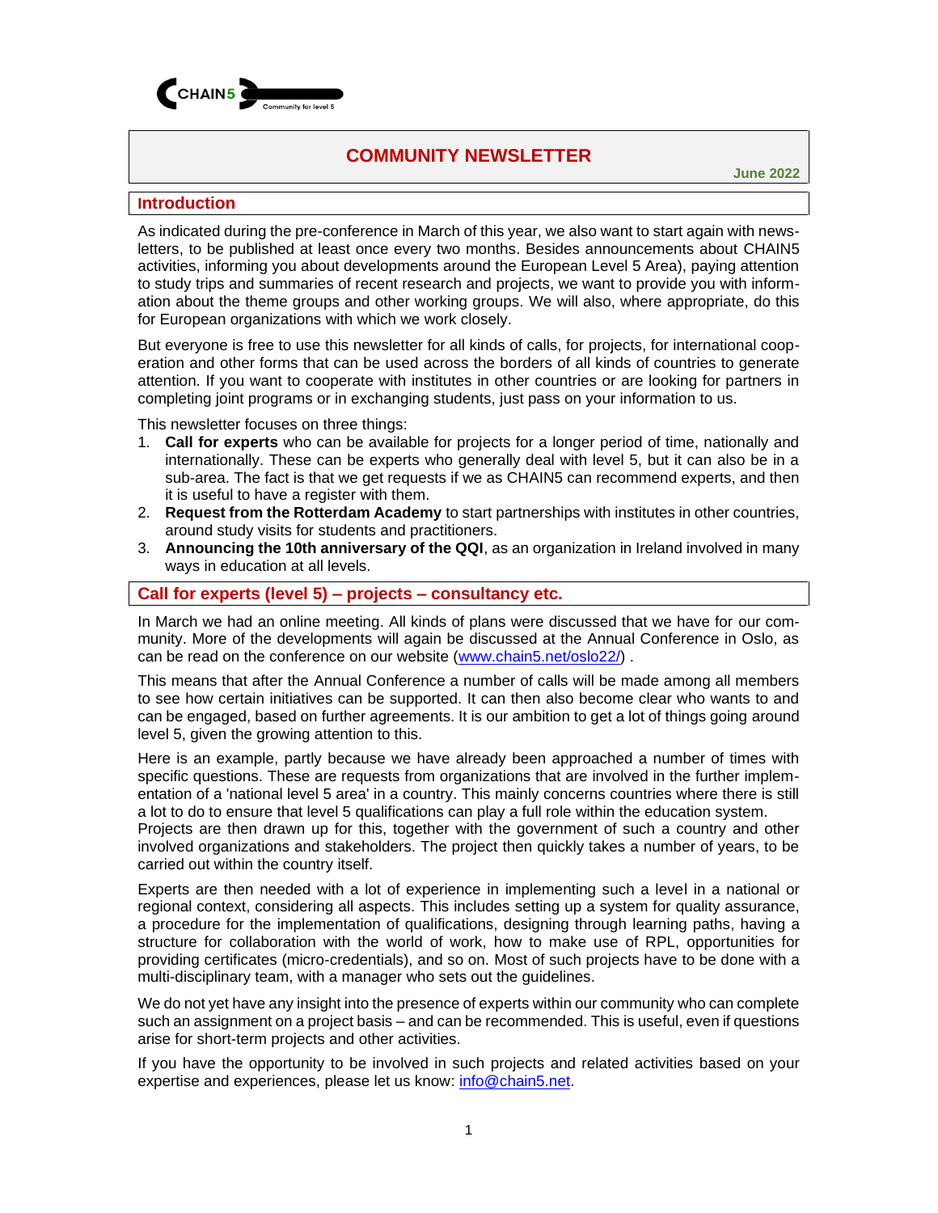CHAIN5

Community for level 5

# COMMUNITY NEWSLETTER

**June 2022**

## Introduction

As indicated during the pre-conference in March of this year, we also want to start again with newsletters, to be published at least once every two months. Besides announcements about CHAIN5 activities, informing you about developments around the European Level 5 Area), paying attention to study trips and summaries of recent research and projects, we want to provide you with information about the theme groups and other working groups. We will also, where appropriate, do this for European organizations with which we work closely.

But everyone is free to use this newsletter for all kinds of calls, for projects, for international cooperation and other forms that can be used across the borders of all kinds of countries to generate attention. If you want to cooperate with institutes in other countries or are looking for partners in completing joint programs or in exchanging students, just pass on your information to us.

This newsletter focuses on three things:

1. **Call for experts** who can be available for projects for a longer period of time, nationally and internationally. These can be experts who generally deal with level 5, but it can also be in a sub-area. The fact is that we get requests if we as CHAIN5 can recommend experts, and then it is useful to have a register with them.
2. **Request from the Rotterdam Academy** to start partnerships with institutes in other countries, around study visits for students and practitioners.
3. **Announcing the 10th anniversary of the QQI**, as an organization in Ireland involved in many ways in education at all levels.

## Call for experts (level 5) – projects – consultancy etc.

In March we had an online meeting. All kinds of plans were discussed that we have for our community. More of the developments will again be discussed at the Annual Conference in Oslo, as can be read on the conference on our website (www.chain5.net/oslo22/) .

This means that after the Annual Conference a number of calls will be made among all members to see how certain initiatives can be supported. It can then also become clear who wants to and can be engaged, based on further agreements. It is our ambition to get a lot of things going around level 5, given the growing attention to this.

Here is an example, partly because we have already been approached a number of times with specific questions. These are requests from organizations that are involved in the further implementation of a 'national level 5 area' in a country. This mainly concerns countries where there is still a lot to do to ensure that level 5 qualifications can play a full role within the education system.
Projects are then drawn up for this, together with the government of such a country and other involved organizations and stakeholders. The project then quickly takes a number of years, to be carried out within the country itself.

Experts are then needed with a lot of experience in implementing such a level in a national or regional context, considering all aspects. This includes setting up a system for quality assurance, a procedure for the implementation of qualifications, designing through learning paths, having a structure for collaboration with the world of work, how to make use of RPL, opportunities for providing certificates (micro-credentials), and so on. Most of such projects have to be done with a multi-disciplinary team, with a manager who sets out the guidelines.

We do not yet have any insight into the presence of experts within our community who can complete such an assignment on a project basis – and can be recommended. This is useful, even if questions arise for short-term projects and other activities.

If you have the opportunity to be involved in such projects and related activities based on your expertise and experiences, please let us know: info@chain5.net.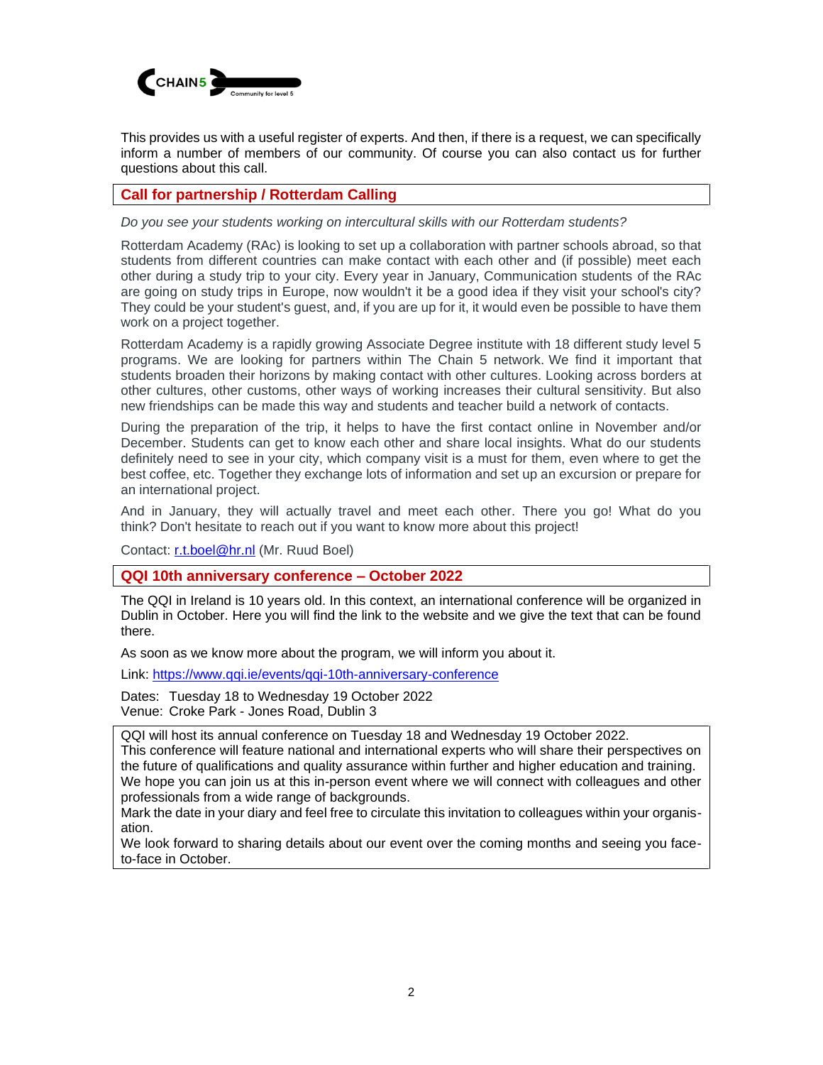This provides us with a useful register of experts. And then, if there is a request, we can specifically inform a number of members of our community. Of course you can also contact us for further questions about this call.

## Call for partnership / Rotterdam Calling

*Do you see your students working on intercultural skills with our Rotterdam students?*

Rotterdam Academy (RAc) is looking to set up a collaboration with partner schools abroad, so that students from different countries can make contact with each other and (if possible) meet each other during a study trip to your city. Every year in January, Communication students of the RAc are going on study trips in Europe, now wouldn't it be a good idea if they visit your school's city? They could be your student's guest, and, if you are up for it, it would even be possible to have them work on a project together.

Rotterdam Academy is a rapidly growing Associate Degree institute with 18 different study level 5 programs. We are looking for partners within The Chain 5 network. We find it important that students broaden their horizons by making contact with other cultures. Looking across borders at other cultures, other customs, other ways of working increases their cultural sensitivity. But also new friendships can be made this way and students and teacher build a network of contacts.

During the preparation of the trip, it helps to have the first contact online in November and/or December. Students can get to know each other and share local insights. What do our students definitely need to see in your city, which company visit is a must for them, even where to get the best coffee, etc. Together they exchange lots of information and set up an excursion or prepare for an international project.

And in January, they will actually travel and meet each other. There you go! What do you think? Don't hesitate to reach out if you want to know more about this project!

Contact: r.t.boel@hr.nl (Mr. Ruud Boel)

## QQI 10th anniversary conference – October 2022

The QQI in Ireland is 10 years old. In this context, an international conference will be organized in Dublin in October. Here you will find the link to the website and we give the text that can be found there.

As soon as we know more about the program, we will inform you about it.

Link: https://www.qqi.ie/events/qqi-10th-anniversary-conference

Dates: Tuesday 18 to Wednesday 19 October 2022
Venue: Croke Park - Jones Road, Dublin 3

QQI will host its annual conference on Tuesday 18 and Wednesday 19 October 2022.
This conference will feature national and international experts who will share their perspectives on the future of qualifications and quality assurance within further and higher education and training.
We hope you can join us at this in-person event where we will connect with colleagues and other professionals from a wide range of backgrounds.
Mark the date in your diary and feel free to circulate this invitation to colleagues within your organisation.
We look forward to sharing details about our event over the coming months and seeing you face-to-face in October.